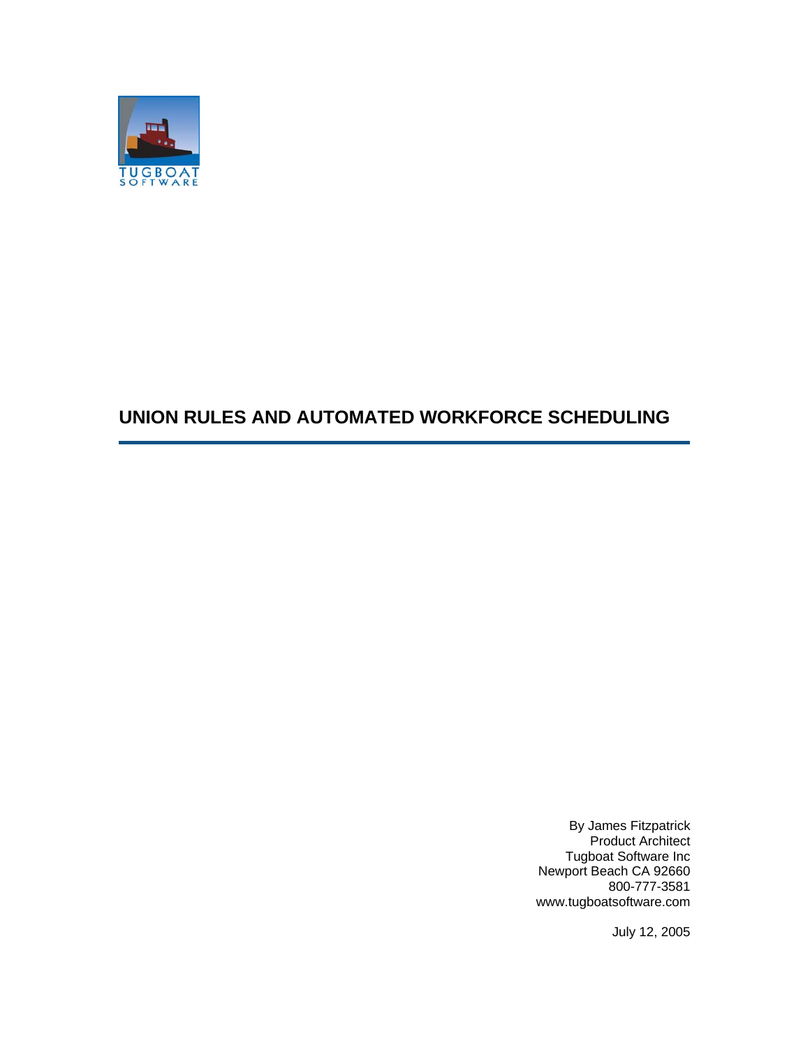TUGBOAT
SOFTWARE

# UNION RULES AND AUTOMATED WORKFORCE SCHEDULING

By James Fitzpatrick
Product Architect
Tugboat Software Inc
Newport Beach CA 92660
800-777-3581
www.tugboatsoftware.com

July 12, 2005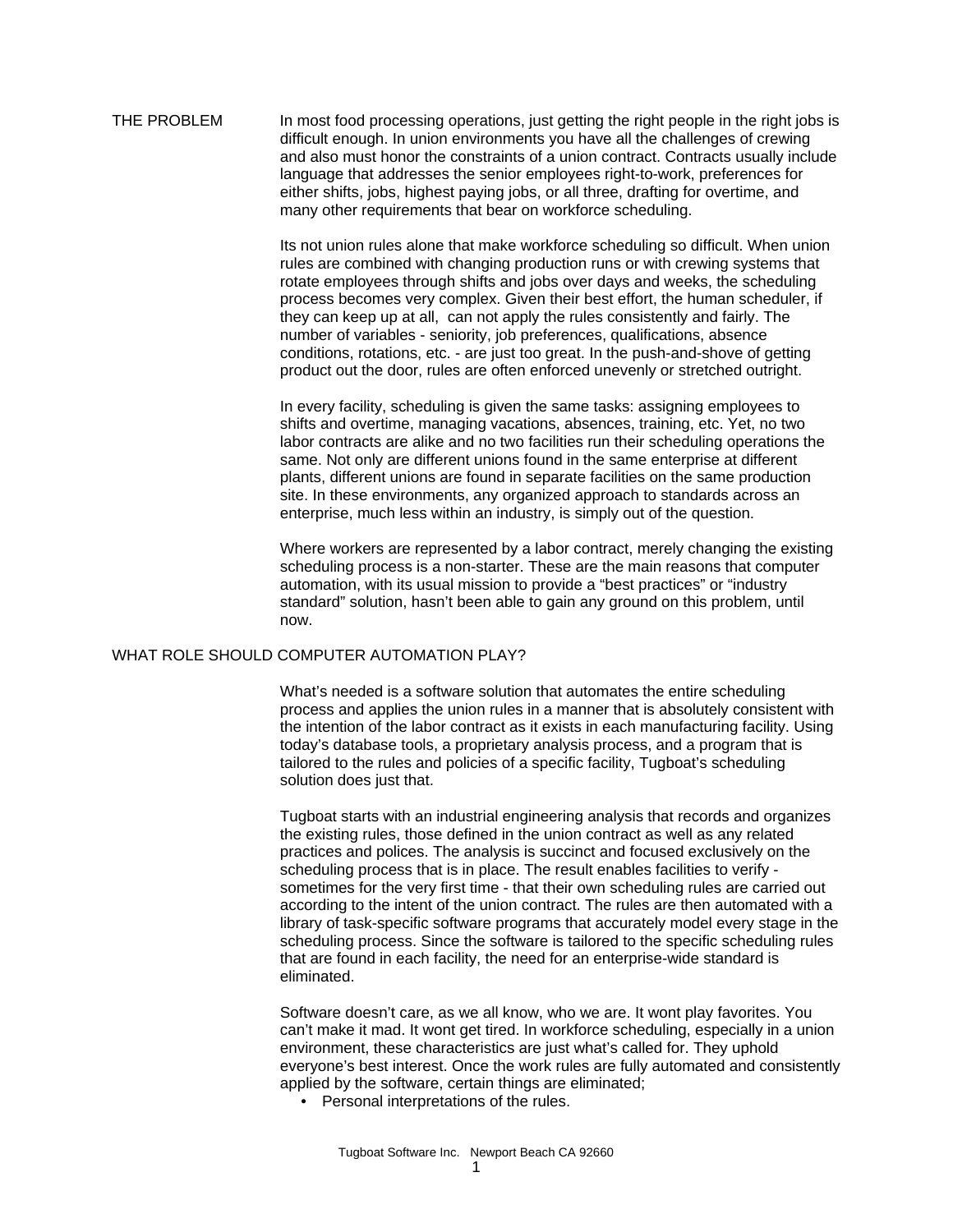## THE PROBLEM

In most food processing operations, just getting the right people in the right jobs is difficult enough. In union environments you have all the challenges of crewing and also must honor the constraints of a union contract. Contracts usually include language that addresses the senior employees right-to-work, preferences for either shifts, jobs, highest paying jobs, or all three, drafting for overtime, and many other requirements that bear on workforce scheduling.

Its not union rules alone that make workforce scheduling so difficult. When union rules are combined with changing production runs or with crewing systems that rotate employees through shifts and jobs over days and weeks, the scheduling process becomes very complex. Given their best effort, the human scheduler, if they can keep up at all, can not apply the rules consistently and fairly. The number of variables - seniority, job preferences, qualifications, absence conditions, rotations, etc. - are just too great. In the push-and-shove of getting product out the door, rules are often enforced unevenly or stretched outright.

In every facility, scheduling is given the same tasks: assigning employees to shifts and overtime, managing vacations, absences, training, etc. Yet, no two labor contracts are alike and no two facilities run their scheduling operations the same. Not only are different unions found in the same enterprise at different plants, different unions are found in separate facilities on the same production site. In these environments, any organized approach to standards across an enterprise, much less within an industry, is simply out of the question.

Where workers are represented by a labor contract, merely changing the existing scheduling process is a non-starter. These are the main reasons that computer automation, with its usual mission to provide a "best practices" or "industry standard" solution, hasn't been able to gain any ground on this problem, until now.

## WHAT ROLE SHOULD COMPUTER AUTOMATION PLAY?

What's needed is a software solution that automates the entire scheduling process and applies the union rules in a manner that is absolutely consistent with the intention of the labor contract as it exists in each manufacturing facility. Using today's database tools, a proprietary analysis process, and a program that is tailored to the rules and policies of a specific facility, Tugboat's scheduling solution does just that.

Tugboat starts with an industrial engineering analysis that records and organizes the existing rules, those defined in the union contract as well as any related practices and polices. The analysis is succinct and focused exclusively on the scheduling process that is in place. The result enables facilities to verify - sometimes for the very first time - that their own scheduling rules are carried out according to the intent of the union contract. The rules are then automated with a library of task-specific software programs that accurately model every stage in the scheduling process. Since the software is tailored to the specific scheduling rules that are found in each facility, the need for an enterprise-wide standard is eliminated.

Software doesn't care, as we all know, who we are. It wont play favorites. You can't make it mad. It wont get tired. In workforce scheduling, especially in a union environment, these characteristics are just what's called for. They uphold everyone's best interest. Once the work rules are fully automated and consistently applied by the software, certain things are eliminated;

- Personal interpretations of the rules.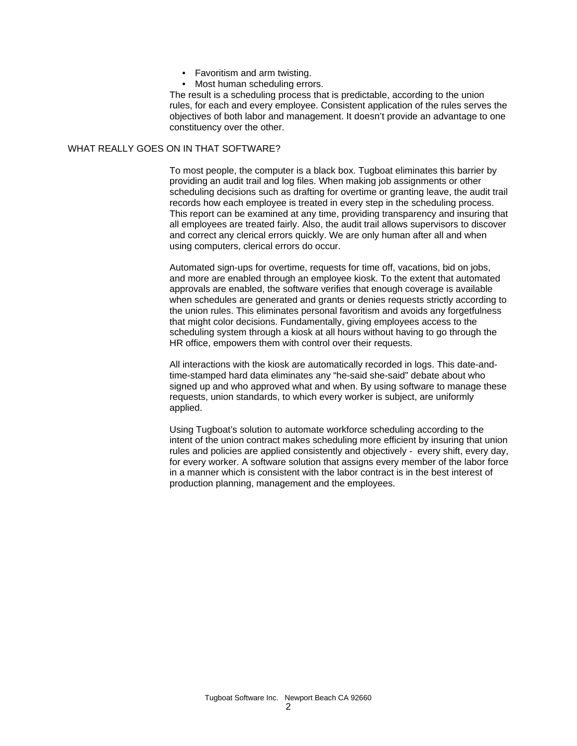- Favoritism and arm twisting.
- Most human scheduling errors.

The result is a scheduling process that is predictable, according to the union rules, for each and every employee. Consistent application of the rules serves the objectives of both labor and management. It doesn't provide an advantage to one constituency over the other.

## WHAT REALLY GOES ON IN THAT SOFTWARE?

To most people, the computer is a black box. Tugboat eliminates this barrier by providing an audit trail and log files. When making job assignments or other scheduling decisions such as drafting for overtime or granting leave, the audit trail records how each employee is treated in every step in the scheduling process. This report can be examined at any time, providing transparency and insuring that all employees are treated fairly. Also, the audit trail allows supervisors to discover and correct any clerical errors quickly. We are only human after all and when using computers, clerical errors do occur.

Automated sign-ups for overtime, requests for time off, vacations, bid on jobs, and more are enabled through an employee kiosk. To the extent that automated approvals are enabled, the software verifies that enough coverage is available when schedules are generated and grants or denies requests strictly according to the union rules. This eliminates personal favoritism and avoids any forgetfulness that might color decisions. Fundamentally, giving employees access to the scheduling system through a kiosk at all hours without having to go through the HR office, empowers them with control over their requests.

All interactions with the kiosk are automatically recorded in logs. This date-and-time-stamped hard data eliminates any "he-said she-said" debate about who signed up and who approved what and when. By using software to manage these requests, union standards, to which every worker is subject, are uniformly applied.

Using Tugboat's solution to automate workforce scheduling according to the intent of the union contract makes scheduling more efficient by insuring that union rules and policies are applied consistently and objectively - every shift, every day, for every worker. A software solution that assigns every member of the labor force in a manner which is consistent with the labor contract is in the best interest of production planning, management and the employees.